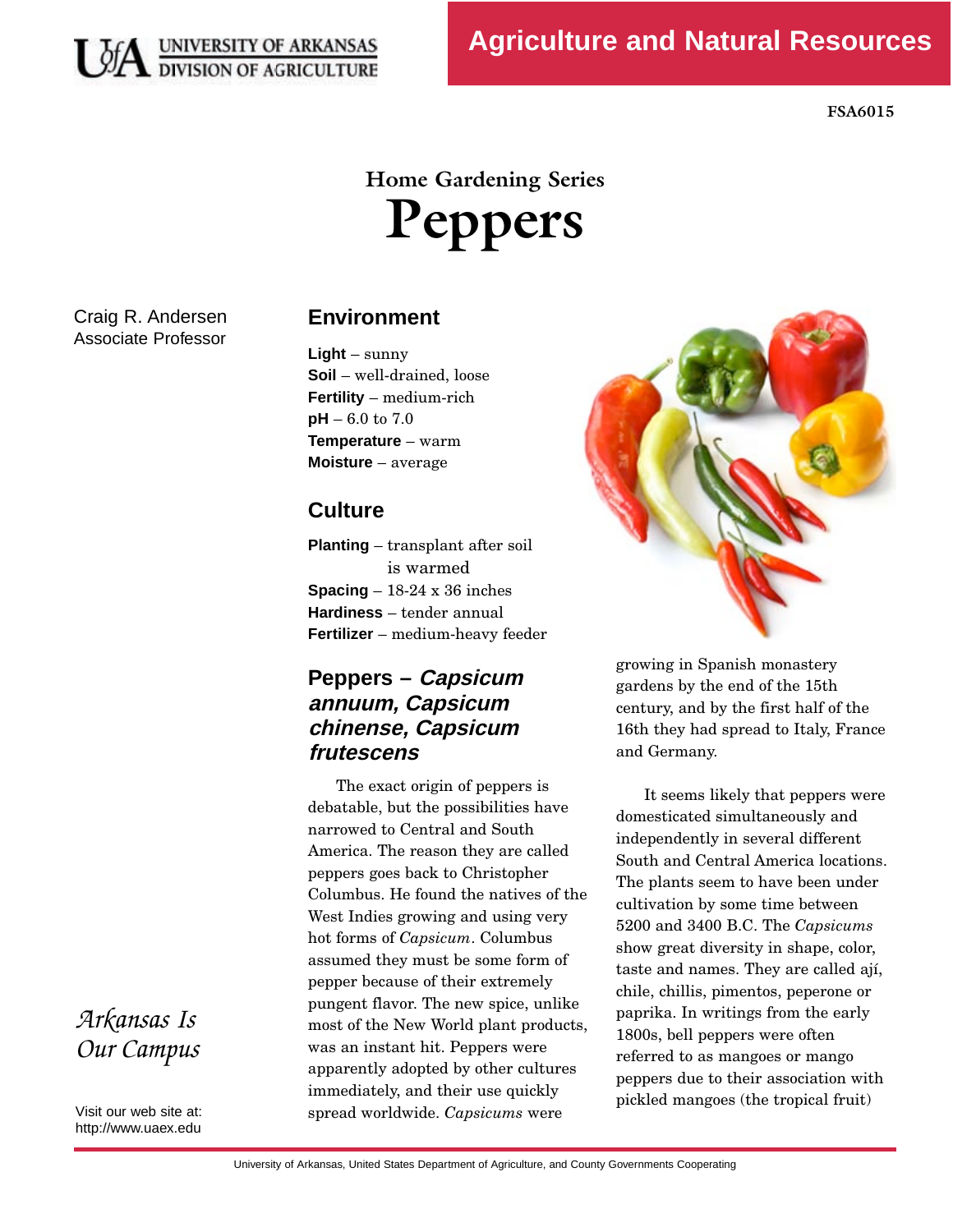UNIVERSITY OF ARKANSAS DIVISION OF AGRICULTURE

Agriculture and Natural Resources

FSA6015

# Home Gardening Series
# Peppers

Craig R. Andersen
Associate Professor

## Environment

**Light** – sunny
**Soil** – well-drained, loose
**Fertility** – medium-rich
**pH** – 6.0 to 7.0
**Temperature** – warm
**Moisture** – average

## Culture

**Planting** – transplant after soil is warmed
**Spacing** – 18-24 x 36 inches
**Hardiness** – tender annual
**Fertilizer** – medium-heavy feeder

## Peppers – *Capsicum annuum, Capsicum chinense, Capsicum frutescens*

The exact origin of peppers is debatable, but the possibilities have narrowed to Central and South America. The reason they are called peppers goes back to Christopher Columbus. He found the natives of the West Indies growing and using very hot forms of *Capsicum*. Columbus assumed they must be some form of pepper because of their extremely pungent flavor. The new spice, unlike most of the New World plant products, was an instant hit. Peppers were apparently adopted by other cultures immediately, and their use quickly spread worldwide. *Capsicums* were growing in Spanish monastery gardens by the end of the 15th century, and by the first half of the 16th they had spread to Italy, France and Germany.

It seems likely that peppers were domesticated simultaneously and independently in several different South and Central America locations. The plants seem to have been under cultivation by some time between 5200 and 3400 B.C. The *Capsicums* show great diversity in shape, color, taste and names. They are called ají, chile, chillis, pimentos, peperone or paprika. In writings from the early 1800s, bell peppers were often referred to as mangoes or mango peppers due to their association with pickled mangoes (the tropical fruit)

*Arkansas Is Our Campus*

Visit our web site at: http://www.uaex.edu

University of Arkansas, United States Department of Agriculture, and County Governments Cooperating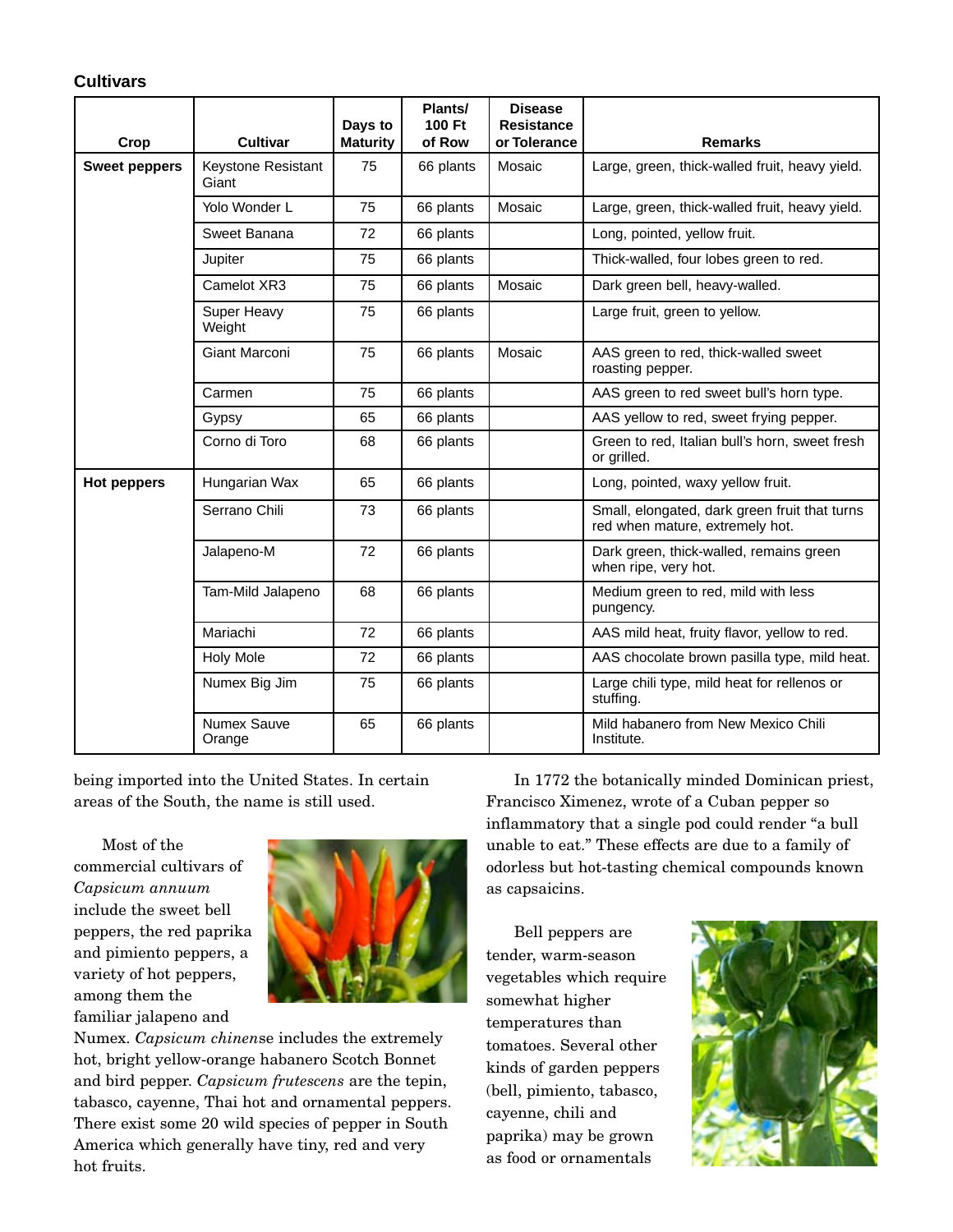### Cultivars

| Crop | Cultivar | Days to Maturity | Plants/ 100 Ft of Row | Disease Resistance or Tolerance | Remarks |
|---|---|---|---|---|---|
| **Sweet peppers** | Keystone Resistant Giant | 75 | 66 plants | Mosaic | Large, green, thick-walled fruit, heavy yield. |
| | Yolo Wonder L | 75 | 66 plants | Mosaic | Large, green, thick-walled fruit, heavy yield. |
| | Sweet Banana | 72 | 66 plants | | Long, pointed, yellow fruit. |
| | Jupiter | 75 | 66 plants | | Thick-walled, four lobes green to red. |
| | Camelot XR3 | 75 | 66 plants | Mosaic | Dark green bell, heavy-walled. |
| | Super Heavy Weight | 75 | 66 plants | | Large fruit, green to yellow. |
| | Giant Marconi | 75 | 66 plants | Mosaic | AAS green to red, thick-walled sweet roasting pepper. |
| | Carmen | 75 | 66 plants | | AAS green to red sweet bull's horn type. |
| | Gypsy | 65 | 66 plants | | AAS yellow to red, sweet frying pepper. |
| | Corno di Toro | 68 | 66 plants | | Green to red, Italian bull's horn, sweet fresh or grilled. |
| **Hot peppers** | Hungarian Wax | 65 | 66 plants | | Long, pointed, waxy yellow fruit. |
| | Serrano Chili | 73 | 66 plants | | Small, elongated, dark green fruit that turns red when mature, extremely hot. |
| | Jalapeno-M | 72 | 66 plants | | Dark green, thick-walled, remains green when ripe, very hot. |
| | Tam-Mild Jalapeno | 68 | 66 plants | | Medium green to red, mild with less pungency. |
| | Mariachi | 72 | 66 plants | | AAS mild heat, fruity flavor, yellow to red. |
| | Holy Mole | 72 | 66 plants | | AAS chocolate brown pasilla type, mild heat. |
| | Numex Big Jim | 75 | 66 plants | | Large chili type, mild heat for rellenos or stuffing. |
| | Numex Sauve Orange | 65 | 66 plants | | Mild habanero from New Mexico Chili Institute. |

being imported into the United States. In certain areas of the South, the name is still used.

Most of the commercial cultivars of *Capsicum annuum* include the sweet bell peppers, the red paprika and pimiento peppers, a variety of hot peppers, among them the familiar jalapeno and Numex. *Capsicum chinen*se includes the extremely hot, bright yellow-orange habanero Scotch Bonnet and bird pepper. *Capsicum frutescens* are the tepin, tabasco, cayenne, Thai hot and ornamental peppers. There exist some 20 wild species of pepper in South America which generally have tiny, red and very hot fruits.

In 1772 the botanically minded Dominican priest, Francisco Ximenez, wrote of a Cuban pepper so inflammatory that a single pod could render "a bull unable to eat." These effects are due to a family of odorless but hot-tasting chemical compounds known as capsaicins.

Bell peppers are tender, warm-season vegetables which require somewhat higher temperatures than tomatoes. Several other kinds of garden peppers (bell, pimiento, tabasco, cayenne, chili and paprika) may be grown as food or ornamentals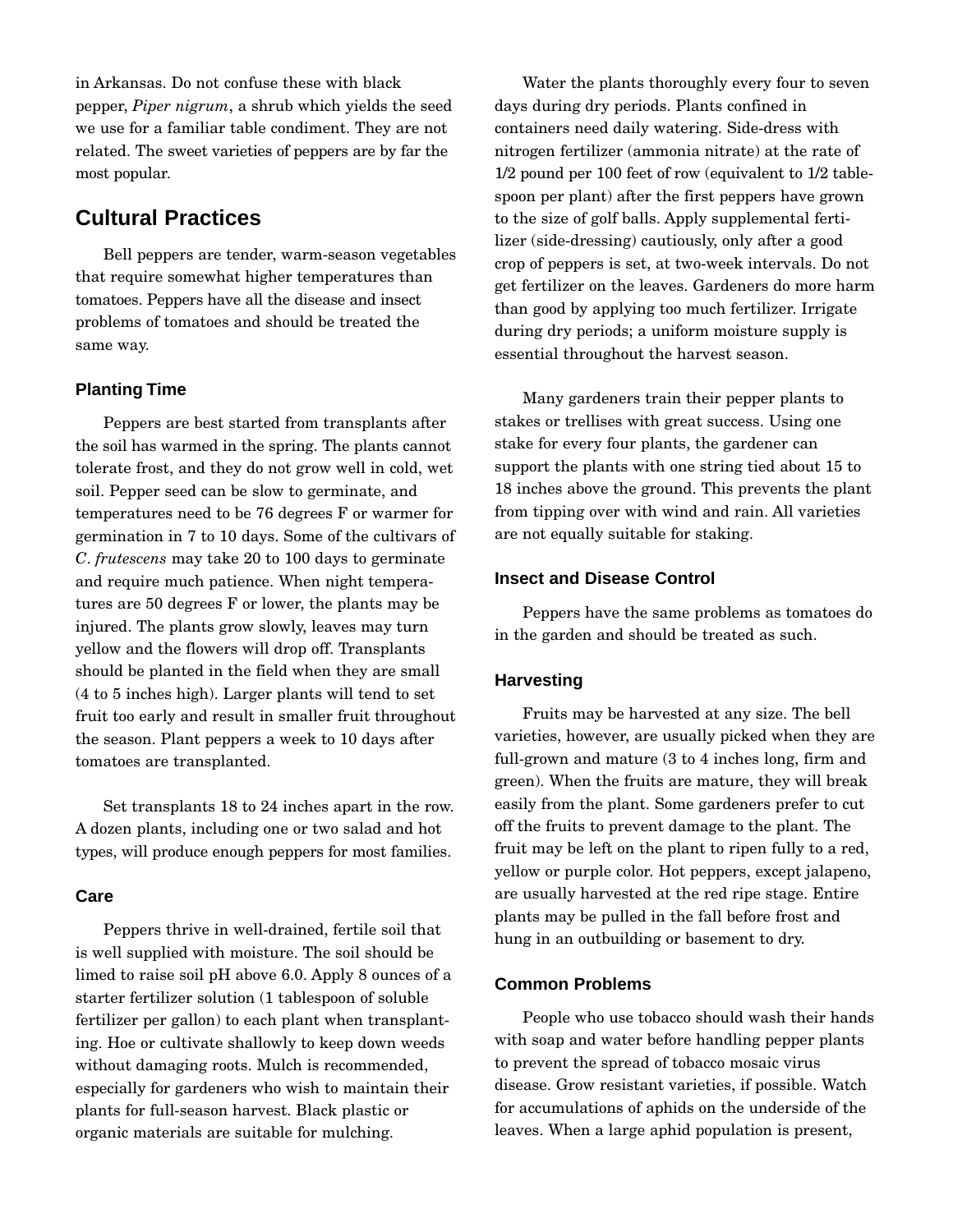in Arkansas. Do not confuse these with black pepper, *Piper nigrum*, a shrub which yields the seed we use for a familiar table condiment. They are not related. The sweet varieties of peppers are by far the most popular.

## Cultural Practices

Bell peppers are tender, warm-season vegetables that require somewhat higher temperatures than tomatoes. Peppers have all the disease and insect problems of tomatoes and should be treated the same way.

### Planting Time

Peppers are best started from transplants after the soil has warmed in the spring. The plants cannot tolerate frost, and they do not grow well in cold, wet soil. Pepper seed can be slow to germinate, and temperatures need to be 76 degrees F or warmer for germination in 7 to 10 days. Some of the cultivars of *C. frutescens* may take 20 to 100 days to germinate and require much patience. When night temperatures are 50 degrees F or lower, the plants may be injured. The plants grow slowly, leaves may turn yellow and the flowers will drop off. Transplants should be planted in the field when they are small (4 to 5 inches high). Larger plants will tend to set fruit too early and result in smaller fruit throughout the season. Plant peppers a week to 10 days after tomatoes are transplanted.

Set transplants 18 to 24 inches apart in the row. A dozen plants, including one or two salad and hot types, will produce enough peppers for most families.

### Care

Peppers thrive in well-drained, fertile soil that is well supplied with moisture. The soil should be limed to raise soil pH above 6.0. Apply 8 ounces of a starter fertilizer solution (1 tablespoon of soluble fertilizer per gallon) to each plant when transplanting. Hoe or cultivate shallowly to keep down weeds without damaging roots. Mulch is recommended, especially for gardeners who wish to maintain their plants for full-season harvest. Black plastic or organic materials are suitable for mulching.

Water the plants thoroughly every four to seven days during dry periods. Plants confined in containers need daily watering. Side-dress with nitrogen fertilizer (ammonia nitrate) at the rate of 1/2 pound per 100 feet of row (equivalent to 1/2 tablespoon per plant) after the first peppers have grown to the size of golf balls. Apply supplemental fertilizer (side-dressing) cautiously, only after a good crop of peppers is set, at two-week intervals. Do not get fertilizer on the leaves. Gardeners do more harm than good by applying too much fertilizer. Irrigate during dry periods; a uniform moisture supply is essential throughout the harvest season.

Many gardeners train their pepper plants to stakes or trellises with great success. Using one stake for every four plants, the gardener can support the plants with one string tied about 15 to 18 inches above the ground. This prevents the plant from tipping over with wind and rain. All varieties are not equally suitable for staking.

### Insect and Disease Control

Peppers have the same problems as tomatoes do in the garden and should be treated as such.

### Harvesting

Fruits may be harvested at any size. The bell varieties, however, are usually picked when they are full-grown and mature (3 to 4 inches long, firm and green). When the fruits are mature, they will break easily from the plant. Some gardeners prefer to cut off the fruits to prevent damage to the plant. The fruit may be left on the plant to ripen fully to a red, yellow or purple color. Hot peppers, except jalapeno, are usually harvested at the red ripe stage. Entire plants may be pulled in the fall before frost and hung in an outbuilding or basement to dry.

### Common Problems

People who use tobacco should wash their hands with soap and water before handling pepper plants to prevent the spread of tobacco mosaic virus disease. Grow resistant varieties, if possible. Watch for accumulations of aphids on the underside of the leaves. When a large aphid population is present,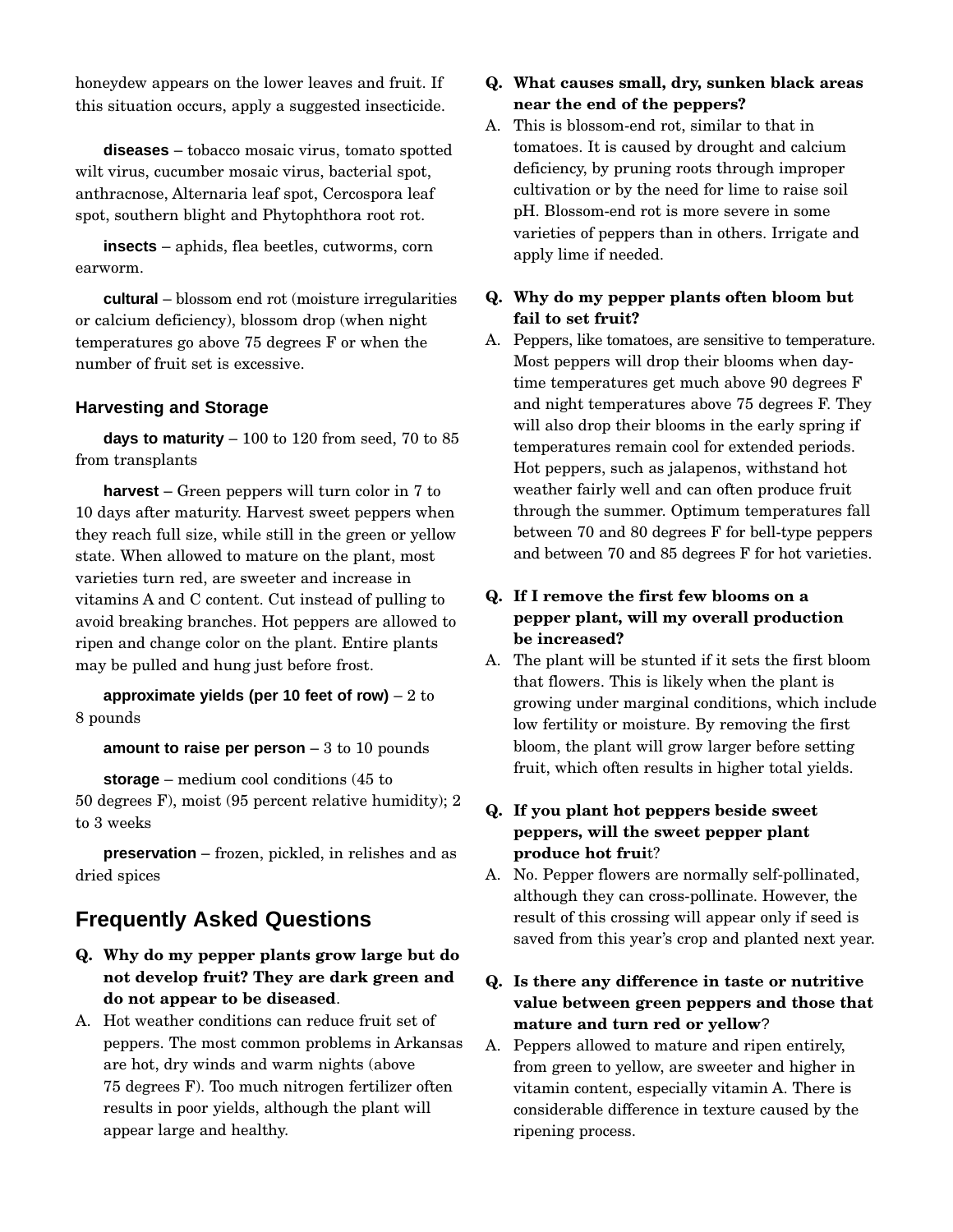honeydew appears on the lower leaves and fruit. If this situation occurs, apply a suggested insecticide.

**diseases** – tobacco mosaic virus, tomato spotted wilt virus, cucumber mosaic virus, bacterial spot, anthracnose, Alternaria leaf spot, Cercospora leaf spot, southern blight and Phytophthora root rot.

**insects** – aphids, flea beetles, cutworms, corn earworm.

**cultural** – blossom end rot (moisture irregularities or calcium deficiency), blossom drop (when night temperatures go above 75 degrees F or when the number of fruit set is excessive.

### Harvesting and Storage

**days to maturity** – 100 to 120 from seed, 70 to 85 from transplants

**harvest** – Green peppers will turn color in 7 to 10 days after maturity. Harvest sweet peppers when they reach full size, while still in the green or yellow state. When allowed to mature on the plant, most varieties turn red, are sweeter and increase in vitamins A and C content. Cut instead of pulling to avoid breaking branches. Hot peppers are allowed to ripen and change color on the plant. Entire plants may be pulled and hung just before frost.

**approximate yields (per 10 feet of row)** – 2 to 8 pounds

**amount to raise per person** – 3 to 10 pounds

**storage** – medium cool conditions (45 to 50 degrees F), moist (95 percent relative humidity); 2 to 3 weeks

**preservation** – frozen, pickled, in relishes and as dried spices

## Frequently Asked Questions

**Q. Why do my pepper plants grow large but do not develop fruit? They are dark green and do not appear to be diseased**.

A. Hot weather conditions can reduce fruit set of peppers. The most common problems in Arkansas are hot, dry winds and warm nights (above 75 degrees F). Too much nitrogen fertilizer often results in poor yields, although the plant will appear large and healthy.

**Q. What causes small, dry, sunken black areas near the end of the peppers?**

A. This is blossom-end rot, similar to that in tomatoes. It is caused by drought and calcium deficiency, by pruning roots through improper cultivation or by the need for lime to raise soil pH. Blossom-end rot is more severe in some varieties of peppers than in others. Irrigate and apply lime if needed.

**Q. Why do my pepper plants often bloom but fail to set fruit?**

A. Peppers, like tomatoes, are sensitive to temperature. Most peppers will drop their blooms when daytime temperatures get much above 90 degrees F and night temperatures above 75 degrees F. They will also drop their blooms in the early spring if temperatures remain cool for extended periods. Hot peppers, such as jalapenos, withstand hot weather fairly well and can often produce fruit through the summer. Optimum temperatures fall between 70 and 80 degrees F for bell-type peppers and between 70 and 85 degrees F for hot varieties.

**Q. If I remove the first few blooms on a pepper plant, will my overall production be increased?**

A. The plant will be stunted if it sets the first bloom that flowers. This is likely when the plant is growing under marginal conditions, which include low fertility or moisture. By removing the first bloom, the plant will grow larger before setting fruit, which often results in higher total yields.

**Q. If you plant hot peppers beside sweet peppers, will the sweet pepper plant produce hot fruit?**

A. No. Pepper flowers are normally self-pollinated, although they can cross-pollinate. However, the result of this crossing will appear only if seed is saved from this year's crop and planted next year.

**Q. Is there any difference in taste or nutritive value between green peppers and those that mature and turn red or yellow?**

A. Peppers allowed to mature and ripen entirely, from green to yellow, are sweeter and higher in vitamin content, especially vitamin A. There is considerable difference in texture caused by the ripening process.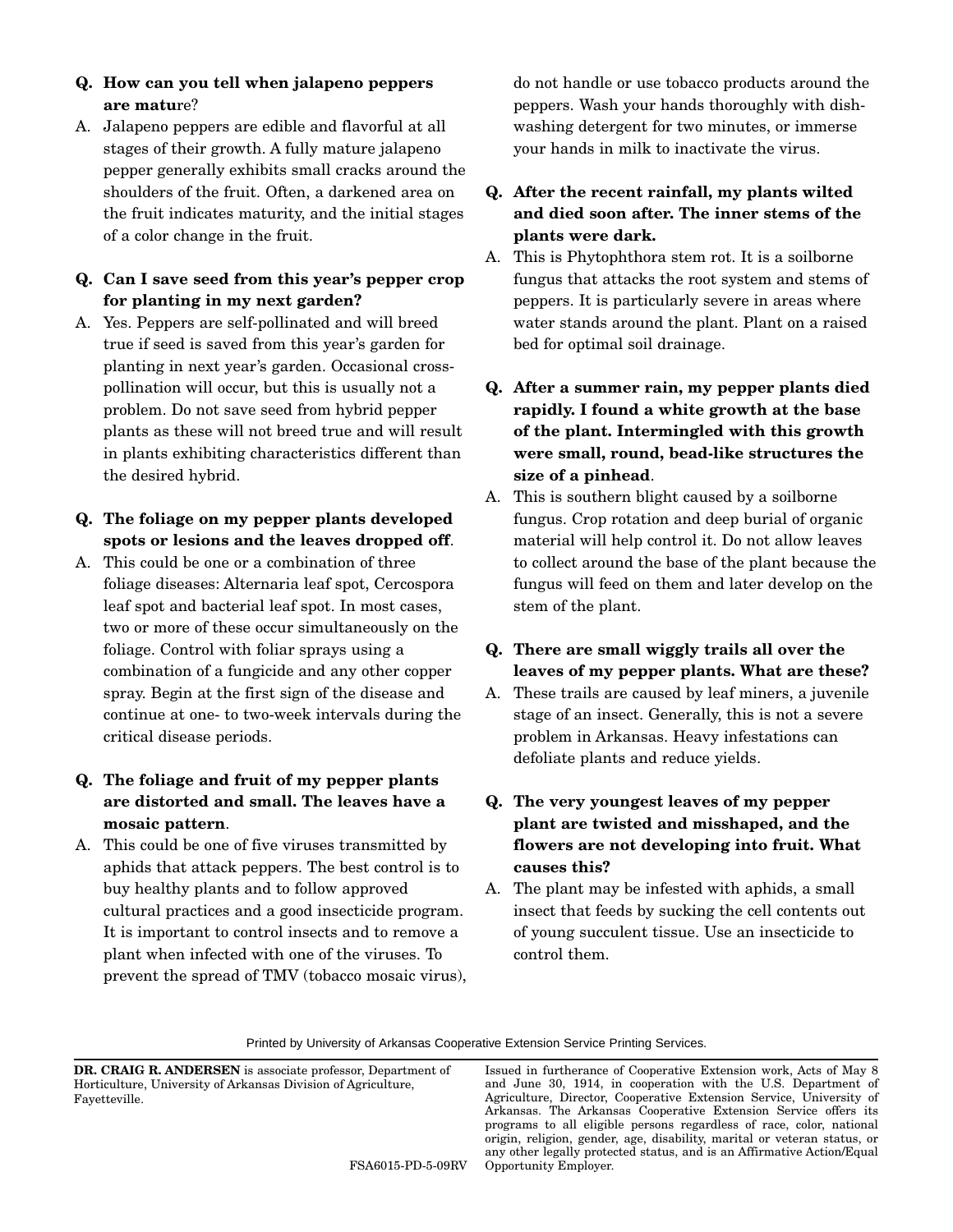**Q. How can you tell when jalapeno peppers are mature?**

A. Jalapeno peppers are edible and flavorful at all stages of their growth. A fully mature jalapeno pepper generally exhibits small cracks around the shoulders of the fruit. Often, a darkened area on the fruit indicates maturity, and the initial stages of a color change in the fruit.

**Q. Can I save seed from this year's pepper crop for planting in my next garden?**

A. Yes. Peppers are self-pollinated and will breed true if seed is saved from this year's garden for planting in next year's garden. Occasional cross-pollination will occur, but this is usually not a problem. Do not save seed from hybrid pepper plants as these will not breed true and will result in plants exhibiting characteristics different than the desired hybrid.

**Q. The foliage on my pepper plants developed spots or lesions and the leaves dropped off.**

A. This could be one or a combination of three foliage diseases: Alternaria leaf spot, Cercospora leaf spot and bacterial leaf spot. In most cases, two or more of these occur simultaneously on the foliage. Control with foliar sprays using a combination of a fungicide and any other copper spray. Begin at the first sign of the disease and continue at one- to two-week intervals during the critical disease periods.

**Q. The foliage and fruit of my pepper plants are distorted and small. The leaves have a mosaic pattern.**

A. This could be one of five viruses transmitted by aphids that attack peppers. The best control is to buy healthy plants and to follow approved cultural practices and a good insecticide program. It is important to control insects and to remove a plant when infected with one of the viruses. To prevent the spread of TMV (tobacco mosaic virus), do not handle or use tobacco products around the peppers. Wash your hands thoroughly with dishwashing detergent for two minutes, or immerse your hands in milk to inactivate the virus.

**Q. After the recent rainfall, my plants wilted and died soon after. The inner stems of the plants were dark.**

A. This is Phytophthora stem rot. It is a soilborne fungus that attacks the root system and stems of peppers. It is particularly severe in areas where water stands around the plant. Plant on a raised bed for optimal soil drainage.

**Q. After a summer rain, my pepper plants died rapidly. I found a white growth at the base of the plant. Intermingled with this growth were small, round, bead-like structures the size of a pinhead.**

A. This is southern blight caused by a soilborne fungus. Crop rotation and deep burial of organic material will help control it. Do not allow leaves to collect around the base of the plant because the fungus will feed on them and later develop on the stem of the plant.

**Q. There are small wiggly trails all over the leaves of my pepper plants. What are these?**

A. These trails are caused by leaf miners, a juvenile stage of an insect. Generally, this is not a severe problem in Arkansas. Heavy infestations can defoliate plants and reduce yields.

**Q. The very youngest leaves of my pepper plant are twisted and misshaped, and the flowers are not developing into fruit. What causes this?**

A. The plant may be infested with aphids, a small insect that feeds by sucking the cell contents out of young succulent tissue. Use an insecticide to control them.

Printed by University of Arkansas Cooperative Extension Service Printing Services.

**DR. CRAIG R. ANDERSEN** is associate professor, Department of Horticulture, University of Arkansas Division of Agriculture, Fayetteville.

FSA6015-PD-5-09RV

Issued in furtherance of Cooperative Extension work, Acts of May 8 and June 30, 1914, in cooperation with the U.S. Department of Agriculture, Director, Cooperative Extension Service, University of Arkansas. The Arkansas Cooperative Extension Service offers its programs to all eligible persons regardless of race, color, national origin, religion, gender, age, disability, marital or veteran status, or any other legally protected status, and is an Affirmative Action/Equal Opportunity Employer.